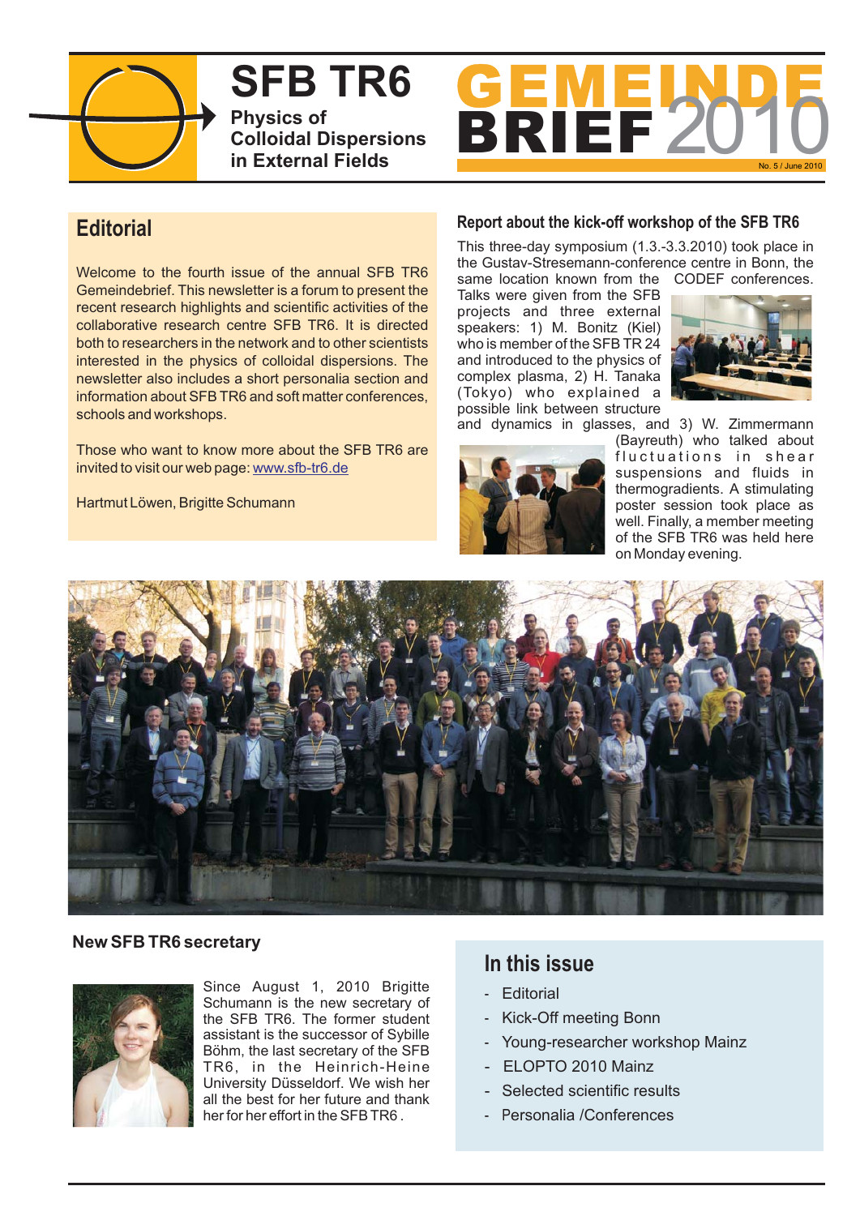# SFB TR6

**Physics of Colloidal Dispersions in External Fields**

# GEMEINDE BRIEF 2010

No. 5 / June 2010

## Editorial

Welcome to the fourth issue of the annual SFB TR6 Gemeindebrief. This newsletter is a forum to present the recent research highlights and scientific activities of the collaborative research centre SFB TR6. It is directed both to researchers in the network and to other scientists interested in the physics of colloidal dispersions. The newsletter also includes a short personalia section and information about SFB TR6 and soft matter conferences, schools and workshops.

Those who want to know more about the SFB TR6 are invited to visit our web page: www.sfb-tr6.de

Hartmut Löwen, Brigitte Schumann

## Report about the kick-off workshop of the SFB TR6

This three-day symposium (1.3.-3.3.2010) took place in the Gustav-Stresemann-conference centre in Bonn, the same location known from the CODEF conferences. Talks were given from the SFB projects and three external speakers: 1) M. Bonitz (Kiel) who is member of the SFB TR 24 and introduced to the physics of complex plasma, 2) H. Tanaka (Tokyo) who explained a possible link between structure and dynamics in glasses, and 3) W. Zimmermann (Bayreuth) who talked about fluctuations in shear suspensions and fluids in thermogradients. A stimulating poster session took place as well. Finally, a member meeting of the SFB TR6 was held here on Monday evening.

## New SFB TR6 secretary

Since August 1, 2010 Brigitte Schumann is the new secretary of the SFB TR6. The former student assistant is the successor of Sybille Böhm, the last secretary of the SFB TR6, in the Heinrich-Heine University Düsseldorf. We wish her all the best for her future and thank her for her effort in the SFB TR6 .

## In this issue

- Editorial
- Kick-Off meeting Bonn
- Young-researcher workshop Mainz
- ELOPTO 2010 Mainz
- Selected scientific results
- Personalia /Conferences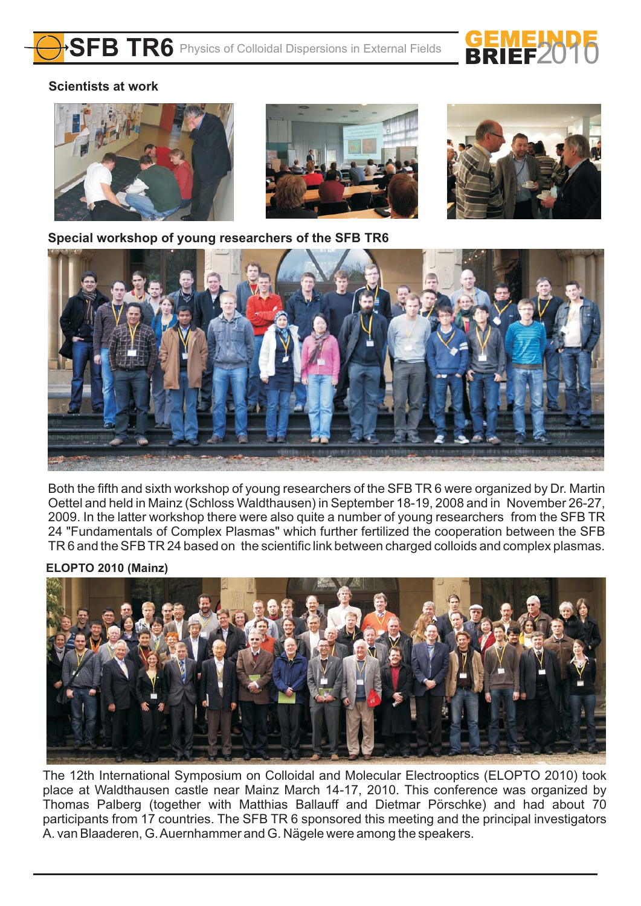### Scientists at work

### Special workshop of young researchers of the SFB TR6

Both the fifth and sixth workshop of young researchers of the SFB TR 6 were organized by Dr. Martin Oettel and held in Mainz (Schloss Waldthausen) in September 18-19, 2008 and in November 26-27, 2009. In the latter workshop there were also quite a number of young researchers from the SFB TR 24 "Fundamentals of Complex Plasmas" which further fertilized the cooperation between the SFB TR 6 and the SFB TR 24 based on the scientific link between charged colloids and complex plasmas.

### ELOPTO 2010 (Mainz)

The 12th International Symposium on Colloidal and Molecular Electrooptics (ELOPTO 2010) took place at Waldthausen castle near Mainz March 14-17, 2010. This conference was organized by Thomas Palberg (together with Matthias Ballauff and Dietmar Pörschke) and had about 70 participants from 17 countries. The SFB TR 6 sponsored this meeting and the principal investigators A. van Blaaderen, G. Auernhammer and G. Nägele were among the speakers.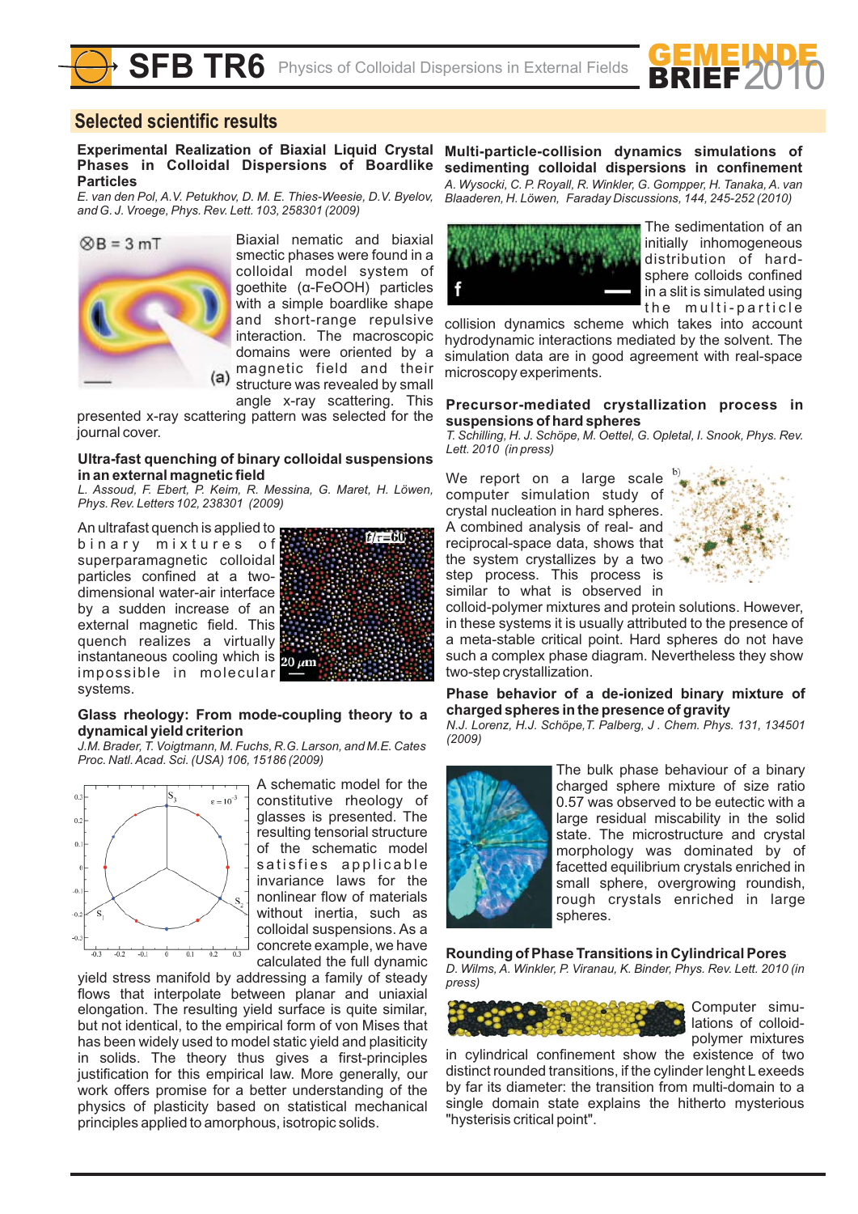## Selected scientific results

### Experimental Realization of Biaxial Liquid Crystal Phases in Colloidal Dispersions of Boardlike Particles

*E. van den Pol, A.V. Petukhov, D. M. E. Thies-Weesie, D.V. Byelov, and G. J. Vroege, Phys. Rev. Lett. 103, 258301 (2009)*

Biaxial nematic and biaxial smectic phases were found in a colloidal model system of goethite (α-FeOOH) particles with a simple boardlike shape and short-range repulsive interaction. The macroscopic domains were oriented by a magnetic field and their structure was revealed by small angle x-ray scattering. This presented x-ray scattering pattern was selected for the journal cover.

### Ultra-fast quenching of binary colloidal suspensions in an external magnetic field

*L. Assoud, F. Ebert, P. Keim, R. Messina, G. Maret, H. Löwen, Phys. Rev. Letters 102, 238301 (2009)*

An ultrafast quench is applied to binary mixtures of superparamagnetic colloidal particles confined at a two-dimensional water-air interface by a sudden increase of an external magnetic field. This quench realizes a virtually instantaneous cooling which is impossible in molecular systems.

### Glass rheology: From mode-coupling theory to a dynamical yield criterion

*J.M. Brader, T. Voigtmann, M. Fuchs, R.G. Larson, and M.E. Cates Proc. Natl. Acad. Sci. (USA) 106, 15186 (2009)*

A schematic model for the constitutive rheology of glasses is presented. The resulting tensorial structure of the schematic model satisfies applicable invariance laws for the nonlinear flow of materials without inertia, such as colloidal suspensions. As a concrete example, we have calculated the full dynamic yield stress manifold by addressing a family of steady flows that interpolate between planar and uniaxial elongation. The resulting yield surface is quite similar, but not identical, to the empirical form of von Mises that has been widely used to model static yield and plasticity in solids. The theory thus gives a first-principles justification for this empirical law. More generally, our work offers promise for a better understanding of the physics of plasticity based on statistical mechanical principles applied to amorphous, isotropic solids.

### Multi-particle-collision dynamics simulations of sedimenting colloidal dispersions in confinement

*A. Wysocki, C. P. Royall, R. Winkler, G. Gompper, H. Tanaka, A. van Blaaderen, H. Löwen, Faraday Discussions, 144, 245-252 (2010)*

The sedimentation of an initially inhomogeneous distribution of hard-sphere colloids confined in a slit is simulated using the multi-particle collision dynamics scheme which takes into account hydrodynamic interactions mediated by the solvent. The simulation data are in good agreement with real-space microscopy experiments.

### Precursor-mediated crystallization process in suspensions of hard spheres

*T. Schilling, H. J. Schöpe, M. Oettel, G. Opletal, I. Snook, Phys. Rev. Lett. 2010 (in press)*

We report on a large scale computer simulation study of crystal nucleation in hard spheres. A combined analysis of real- and reciprocal-space data, shows that the system crystallizes by a two step process. This process is similar to what is observed in colloid-polymer mixtures and protein solutions. However, in these systems it is usually attributed to the presence of a meta-stable critical point. Hard spheres do not have such a complex phase diagram. Nevertheless they show two-step crystallization.

### Phase behavior of a de-ionized binary mixture of charged spheres in the presence of gravity

*N.J. Lorenz, H.J. Schöpe, T. Palberg, J. Chem. Phys. 131, 134501 (2009)*

The bulk phase behaviour of a binary charged sphere mixture of size ratio 0.57 was observed to be eutectic with a large residual miscability in the solid state. The microstructure and crystal morphology was dominated by of facetted equilibrium crystals enriched in small sphere, overgrowing roundish, rough crystals enriched in large spheres.

### Rounding of Phase Transitions in Cylindrical Pores

*D. Wilms, A. Winkler, P. Viranau, K. Binder, Phys. Rev. Lett. 2010 (in press)*

Computer simulations of colloid-polymer mixtures in cylindrical confinement show the existence of two distinct rounded transitions, if the cylinder lenght L exeeds by far its diameter: the transition from multi-domain to a single domain state explains the hitherto mysterious "hysterisis critical point".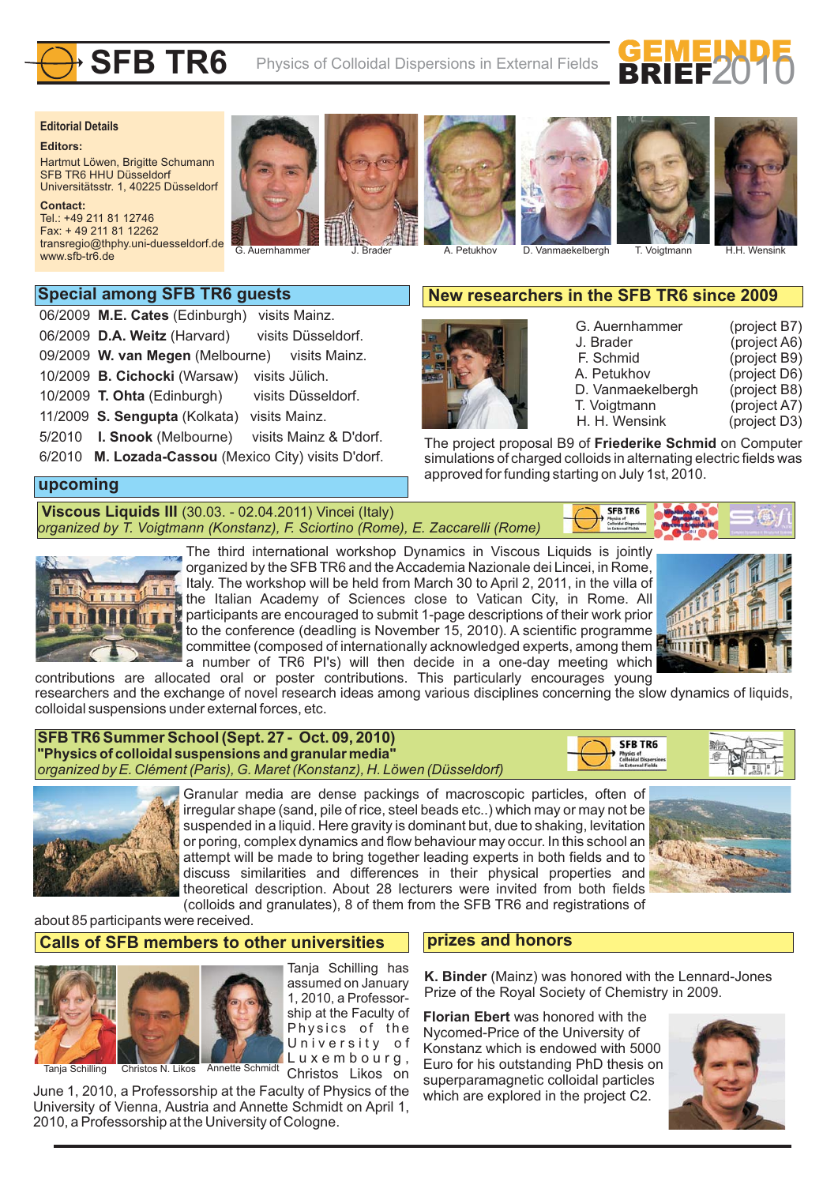# SFB TR6

Physics of Colloidal Dispersions in External Fields

GEMEINDE BRIEF 2010

**Editorial Details**

**Editors:**
Hartmut Löwen, Brigitte Schumann
SFB TR6 HHU Düsseldorf
Universitätsstr. 1, 40225 Düsseldorf

**Contact:**
Tel.: +49 211 81 12746
Fax: + 49 211 81 12262
transregio@thphy.uni-duesseldorf.de
www.sfb-tr6.de

G. Auernhammer J. Brader A. Petukhov D. Vanmaekelbergh T. Voigtmann H.H. Wensink

## Special among SFB TR6 guests

06/2009 **M.E. Cates** (Edinburgh) visits Mainz.
06/2009 **D.A. Weitz** (Harvard) visits Düsseldorf.
09/2009 **W. van Megen** (Melbourne) visits Mainz.
10/2009 **B. Cichocki** (Warsaw) visits Jülich.
10/2009 **T. Ohta** (Edinburgh) visits Düsseldorf.
11/2009 **S. Sengupta** (Kolkata) visits Mainz.
5/2010 **I. Snook** (Melbourne) visits Mainz & D'dorf.
6/2010 **M. Lozada-Cassou** (Mexico City) visits D'dorf.

## New researchers in the SFB TR6 since 2009

| | |
|---|---|
| G. Auernhammer | (project B7) |
| J. Brader | (project A6) |
| F. Schmid | (project B9) |
| A. Petukhov | (project D6) |
| D. Vanmaekelbergh | (project B8) |
| T. Voigtmann | (project A7) |
| H. H. Wensink | (project D3) |

The project proposal B9 of **Friederike Schmid** on Computer simulations of charged colloids in alternating electric fields was approved for funding starting on July 1st, 2010.

## upcoming

**Viscous Liquids III** (30.03. - 02.04.2011) Vincei (Italy)
*organized by T. Voigtmann (Konstanz), F. Sciortino (Rome), E. Zaccarelli (Rome)*

The third international workshop Dynamics in Viscous Liquids is jointly organized by the SFB TR6 and the Accademia Nazionale dei Lincei, in Rome, Italy. The workshop will be held from March 30 to April 2, 2011, in the villa of the Italian Academy of Sciences close to Vatican City, in Rome. All participants are encouraged to submit 1-page descriptions of their work prior to the conference (deadling is November 15, 2010). A scientific programme committee (composed of internationally acknowledged experts, among them a number of TR6 PI's) will then decide in a one-day meeting which contributions are allocated oral or poster contributions. This particularly encourages young researchers and the exchange of novel research ideas among various disciplines concerning the slow dynamics of liquids, colloidal suspensions under external forces, etc.

**SFB TR6 Summer School (Sept. 27 - Oct. 09, 2010)**
**"Physics of colloidal suspensions and granular media"**
*organized by E. Clément (Paris), G. Maret (Konstanz), H. Löwen (Düsseldorf)*

Granular media are dense packings of macroscopic particles, often of irregular shape (sand, pile of rice, steel beads etc..) which may or may not be suspended in a liquid. Here gravity is dominant but, due to shaking, levitation or poring, complex dynamics and flow behaviour may occur. In this school an attempt will be made to bring together leading experts in both fields and to discuss similarities and differences in their physical properties and theoretical description. About 28 lecturers were invited from both fields (colloids and granulates), 8 of them from the SFB TR6 and registrations of about 85 participants were received.

## Calls of SFB members to other universities

Tanja Schilling Christos N. Likos Annette Schmidt

Tanja Schilling has assumed on January 1, 2010, a Professorship at the Faculty of Physics of the University of Luxembourg, Christos Likos on June 1, 2010, a Professorship at the Faculty of Physics of the University of Vienna, Austria and Annette Schmidt on April 1, 2010, a Professorship at the University of Cologne.

## prizes and honors

**K. Binder** (Mainz) was honored with the Lennard-Jones Prize of the Royal Society of Chemistry in 2009.

**Florian Ebert** was honored with the Nycomed-Price of the University of Konstanz which is endowed with 5000 Euro for his outstanding PhD thesis on superparamagnetic colloidal particles which are explored in the project C2.